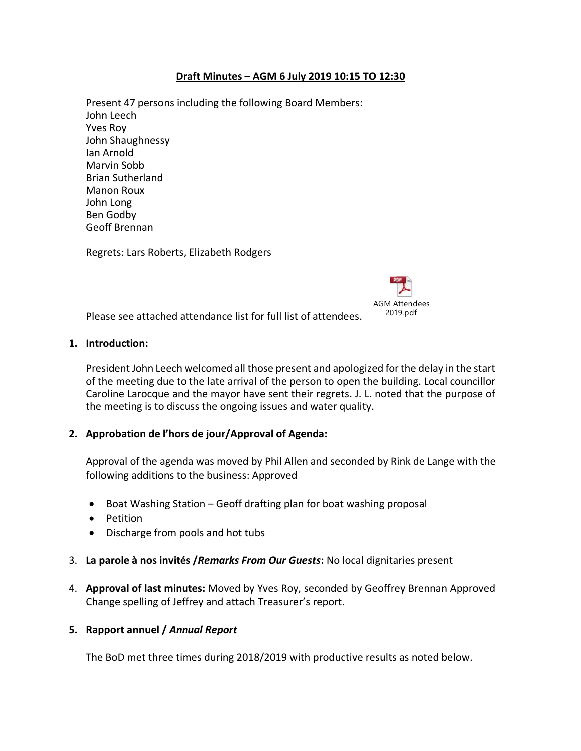**Draft Minutes – AGM 6 July 2019 10:15 TO 12:30**

Present 47 persons including the following Board Members:
John Leech
Yves Roy
John Shaughnessy
Ian Arnold
Marvin Sobb
Brian Sutherland
Manon Roux
John Long
Ben Godby
Geoff Brennan

Regrets: Lars Roberts, Elizabeth Rodgers

Please see attached attendance list for full list of attendees. AGM Attendees 2019.pdf

1. **Introduction:**

   President John Leech welcomed all those present and apologized for the delay in the start of the meeting due to the late arrival of the person to open the building. Local councillor Caroline Larocque and the mayor have sent their regrets. J. L. noted that the purpose of the meeting is to discuss the ongoing issues and water quality.

2. **Approbation de l'hors de jour/Approval of Agenda:**

   Approval of the agenda was moved by Phil Allen and seconded by Rink de Lange with the following additions to the business: Approved

   - Boat Washing Station – Geoff drafting plan for boat washing proposal
   - Petition
   - Discharge from pools and hot tubs

3. **La parole à nos invités /*Remarks From Our Guests*:** No local dignitaries present

4. **Approval of last minutes:** Moved by Yves Roy, seconded by Geoffrey Brennan Approved Change spelling of Jeffrey and attach Treasurer's report.

5. **Rapport annuel / *Annual Report***

   The BoD met three times during 2018/2019 with productive results as noted below.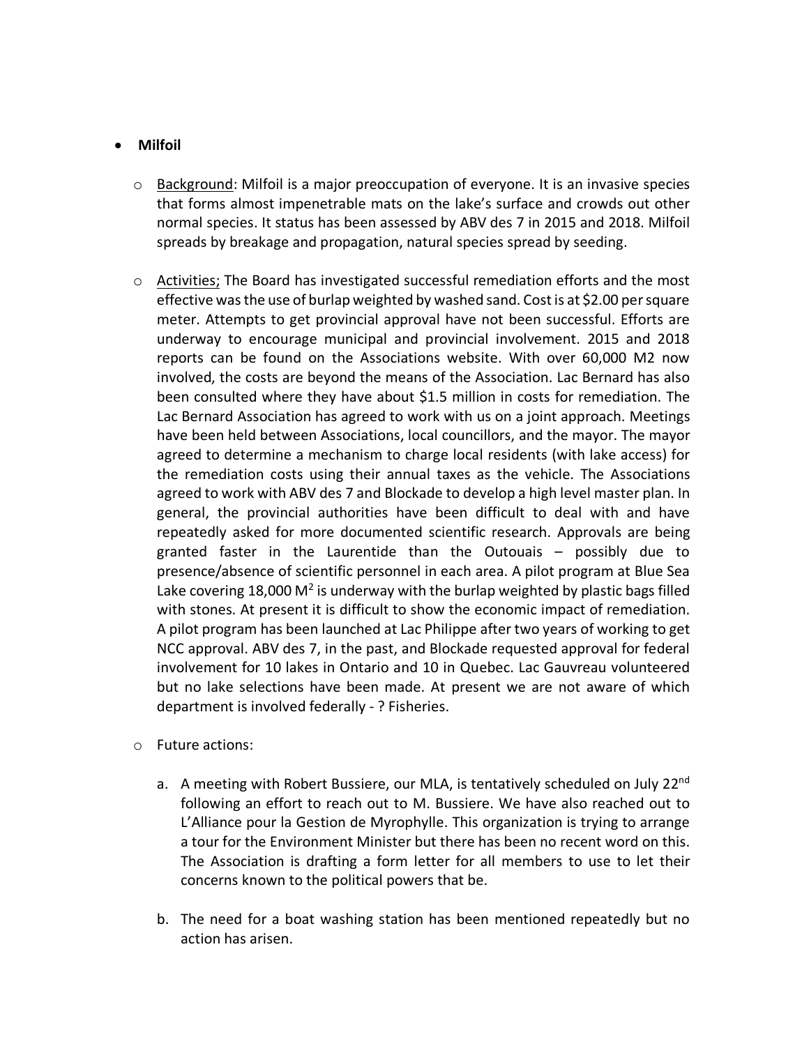- **Milfoil**

  - Background: Milfoil is a major preoccupation of everyone. It is an invasive species that forms almost impenetrable mats on the lake's surface and crowds out other normal species. It status has been assessed by ABV des 7 in 2015 and 2018. Milfoil spreads by breakage and propagation, natural species spread by seeding.

  - Activities; The Board has investigated successful remediation efforts and the most effective was the use of burlap weighted by washed sand. Cost is at $2.00 per square meter. Attempts to get provincial approval have not been successful. Efforts are underway to encourage municipal and provincial involvement. 2015 and 2018 reports can be found on the Associations website. With over 60,000 M2 now involved, the costs are beyond the means of the Association. Lac Bernard has also been consulted where they have about $1.5 million in costs for remediation. The Lac Bernard Association has agreed to work with us on a joint approach. Meetings have been held between Associations, local councillors, and the mayor. The mayor agreed to determine a mechanism to charge local residents (with lake access) for the remediation costs using their annual taxes as the vehicle. The Associations agreed to work with ABV des 7 and Blockade to develop a high level master plan. In general, the provincial authorities have been difficult to deal with and have repeatedly asked for more documented scientific research. Approvals are being granted faster in the Laurentide than the Outouais – possibly due to presence/absence of scientific personnel in each area. A pilot program at Blue Sea Lake covering 18,000 $M^2$ is underway with the burlap weighted by plastic bags filled with stones. At present it is difficult to show the economic impact of remediation. A pilot program has been launched at Lac Philippe after two years of working to get NCC approval. ABV des 7, in the past, and Blockade requested approval for federal involvement for 10 lakes in Ontario and 10 in Quebec. Lac Gauvreau volunteered but no lake selections have been made. At present we are not aware of which department is involved federally - ? Fisheries.

  - Future actions:

    a. A meeting with Robert Bussiere, our MLA, is tentatively scheduled on July 22nd following an effort to reach out to M. Bussiere. We have also reached out to L'Alliance pour la Gestion de Myrophylle. This organization is trying to arrange a tour for the Environment Minister but there has been no recent word on this. The Association is drafting a form letter for all members to use to let their concerns known to the political powers that be.

    b. The need for a boat washing station has been mentioned repeatedly but no action has arisen.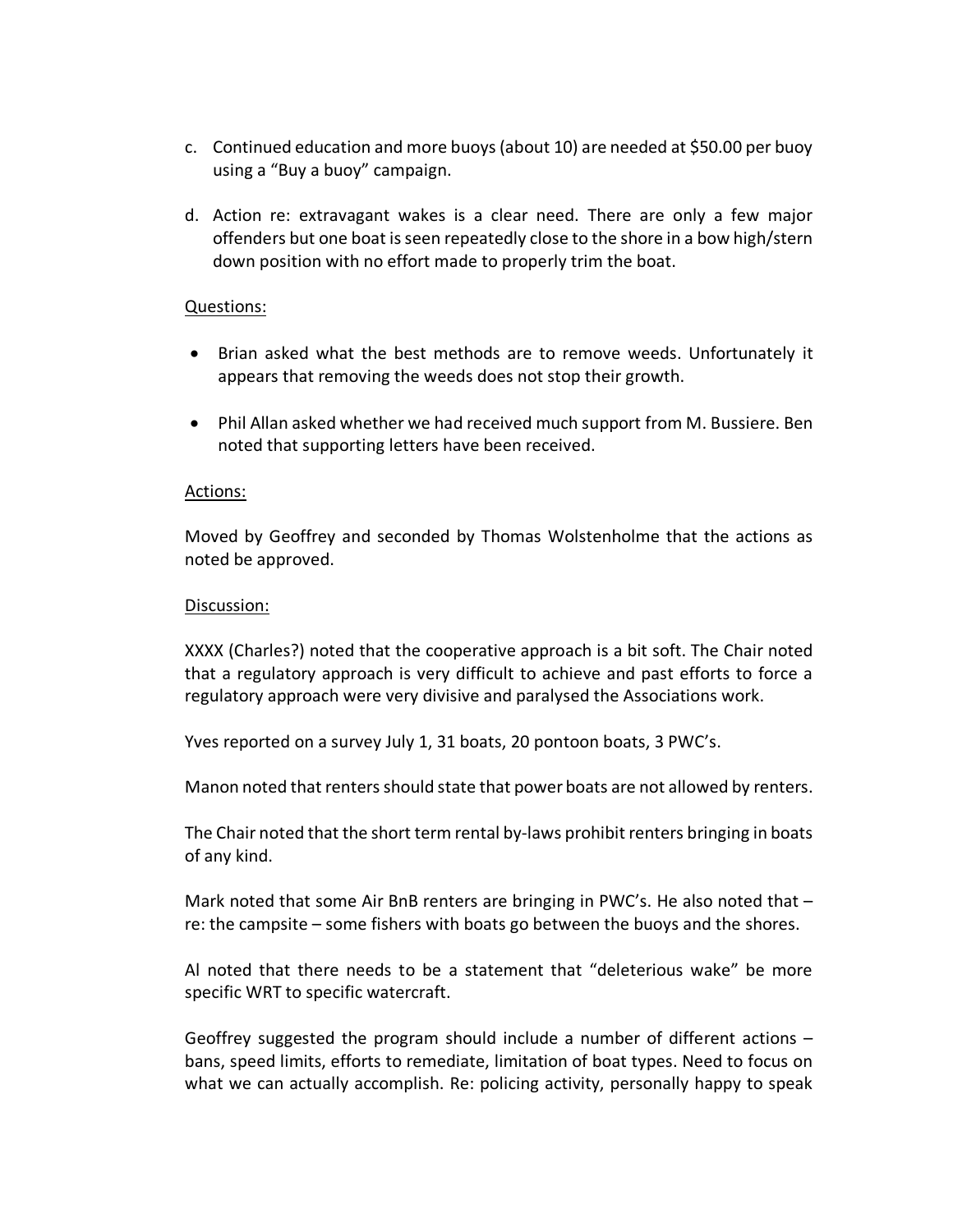c. Continued education and more buoys (about 10) are needed at $50.00 per buoy using a "Buy a buoy" campaign.

d. Action re: extravagant wakes is a clear need. There are only a few major offenders but one boat is seen repeatedly close to the shore in a bow high/stern down position with no effort made to properly trim the boat.

<u>Questions:</u>

- Brian asked what the best methods are to remove weeds. Unfortunately it appears that removing the weeds does not stop their growth.

- Phil Allan asked whether we had received much support from M. Bussiere. Ben noted that supporting letters have been received.

<u>Actions:</u>

Moved by Geoffrey and seconded by Thomas Wolstenholme that the actions as noted be approved.

<u>Discussion:</u>

XXXX (Charles?) noted that the cooperative approach is a bit soft. The Chair noted that a regulatory approach is very difficult to achieve and past efforts to force a regulatory approach were very divisive and paralysed the Associations work.

Yves reported on a survey July 1, 31 boats, 20 pontoon boats, 3 PWC's.

Manon noted that renters should state that power boats are not allowed by renters.

The Chair noted that the short term rental by-laws prohibit renters bringing in boats of any kind.

Mark noted that some Air BnB renters are bringing in PWC's. He also noted that – re: the campsite – some fishers with boats go between the buoys and the shores.

Al noted that there needs to be a statement that "deleterious wake" be more specific WRT to specific watercraft.

Geoffrey suggested the program should include a number of different actions – bans, speed limits, efforts to remediate, limitation of boat types. Need to focus on what we can actually accomplish. Re: policing activity, personally happy to speak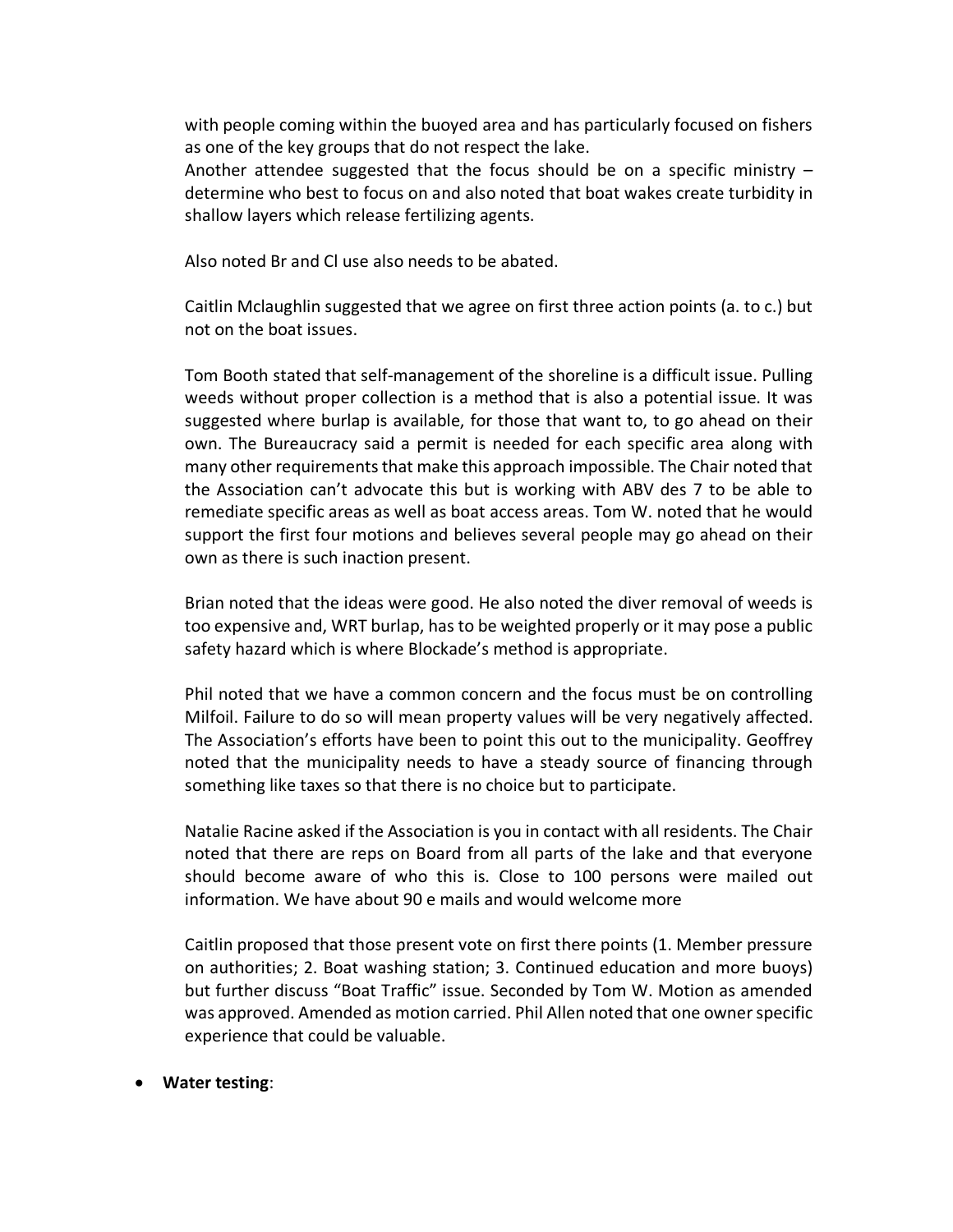with people coming within the buoyed area and has particularly focused on fishers as one of the key groups that do not respect the lake.

Another attendee suggested that the focus should be on a specific ministry – determine who best to focus on and also noted that boat wakes create turbidity in shallow layers which release fertilizing agents.

Also noted Br and Cl use also needs to be abated.

Caitlin Mclaughlin suggested that we agree on first three action points (a. to c.) but not on the boat issues.

Tom Booth stated that self-management of the shoreline is a difficult issue. Pulling weeds without proper collection is a method that is also a potential issue. It was suggested where burlap is available, for those that want to, to go ahead on their own. The Bureaucracy said a permit is needed for each specific area along with many other requirements that make this approach impossible. The Chair noted that the Association can't advocate this but is working with ABV des 7 to be able to remediate specific areas as well as boat access areas. Tom W. noted that he would support the first four motions and believes several people may go ahead on their own as there is such inaction present.

Brian noted that the ideas were good. He also noted the diver removal of weeds is too expensive and, WRT burlap, has to be weighted properly or it may pose a public safety hazard which is where Blockade's method is appropriate.

Phil noted that we have a common concern and the focus must be on controlling Milfoil. Failure to do so will mean property values will be very negatively affected. The Association's efforts have been to point this out to the municipality. Geoffrey noted that the municipality needs to have a steady source of financing through something like taxes so that there is no choice but to participate.

Natalie Racine asked if the Association is you in contact with all residents. The Chair noted that there are reps on Board from all parts of the lake and that everyone should become aware of who this is. Close to 100 persons were mailed out information. We have about 90 e mails and would welcome more

Caitlin proposed that those present vote on first there points (1. Member pressure on authorities; 2. Boat washing station; 3. Continued education and more buoys) but further discuss "Boat Traffic" issue. Seconded by Tom W. Motion as amended was approved. Amended as motion carried. Phil Allen noted that one owner specific experience that could be valuable.

- **Water testing**: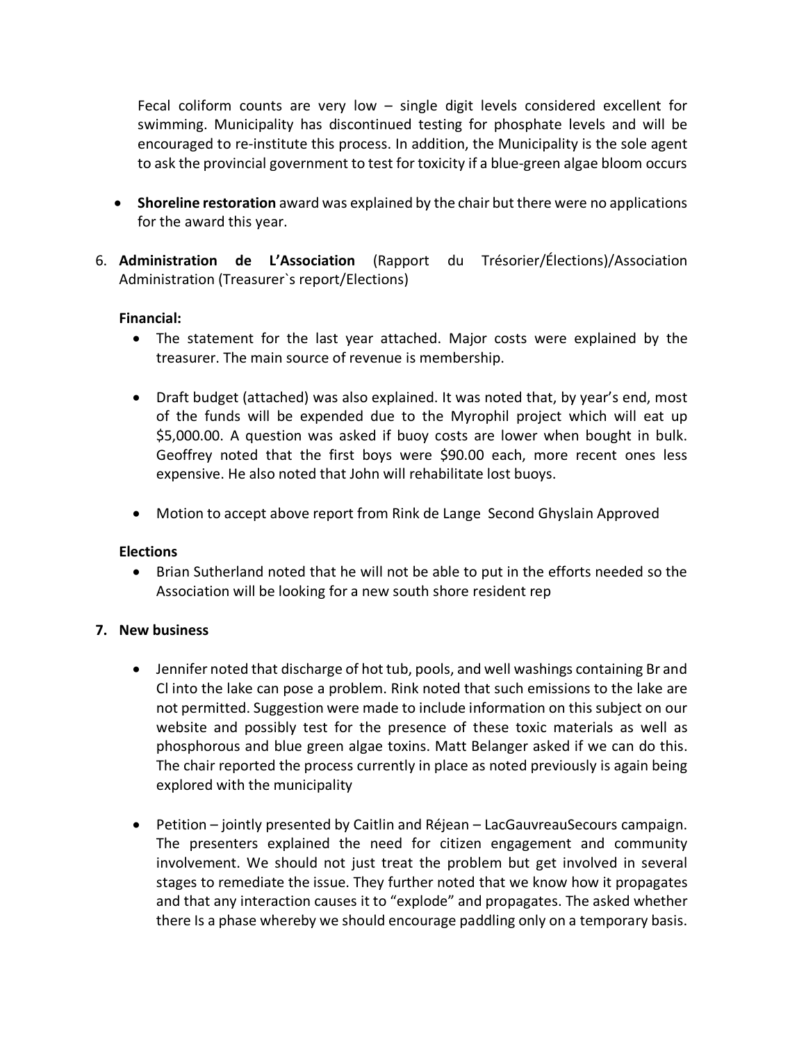Fecal coliform counts are very low – single digit levels considered excellent for swimming. Municipality has discontinued testing for phosphate levels and will be encouraged to re-institute this process. In addition, the Municipality is the sole agent to ask the provincial government to test for toxicity if a blue-green algae bloom occurs

- **Shoreline restoration** award was explained by the chair but there were no applications for the award this year.

6. **Administration de L'Association** (Rapport du Trésorier/Élections)/Association Administration (Treasurer`s report/Elections)

**Financial:**

- The statement for the last year attached. Major costs were explained by the treasurer. The main source of revenue is membership.

- Draft budget (attached) was also explained. It was noted that, by year's end, most of the funds will be expended due to the Myrophil project which will eat up \$5,000.00. A question was asked if buoy costs are lower when bought in bulk. Geoffrey noted that the first boys were \$90.00 each, more recent ones less expensive. He also noted that John will rehabilitate lost buoys.

- Motion to accept above report from Rink de Lange Second Ghyslain Approved

**Elections**

- Brian Sutherland noted that he will not be able to put in the efforts needed so the Association will be looking for a new south shore resident rep

**7. New business**

- Jennifer noted that discharge of hot tub, pools, and well washings containing Br and Cl into the lake can pose a problem. Rink noted that such emissions to the lake are not permitted. Suggestion were made to include information on this subject on our website and possibly test for the presence of these toxic materials as well as phosphorous and blue green algae toxins. Matt Belanger asked if we can do this. The chair reported the process currently in place as noted previously is again being explored with the municipality

- Petition – jointly presented by Caitlin and Réjean – LacGauvreauSecours campaign. The presenters explained the need for citizen engagement and community involvement. We should not just treat the problem but get involved in several stages to remediate the issue. They further noted that we know how it propagates and that any interaction causes it to "explode" and propagates. The asked whether there Is a phase whereby we should encourage paddling only on a temporary basis.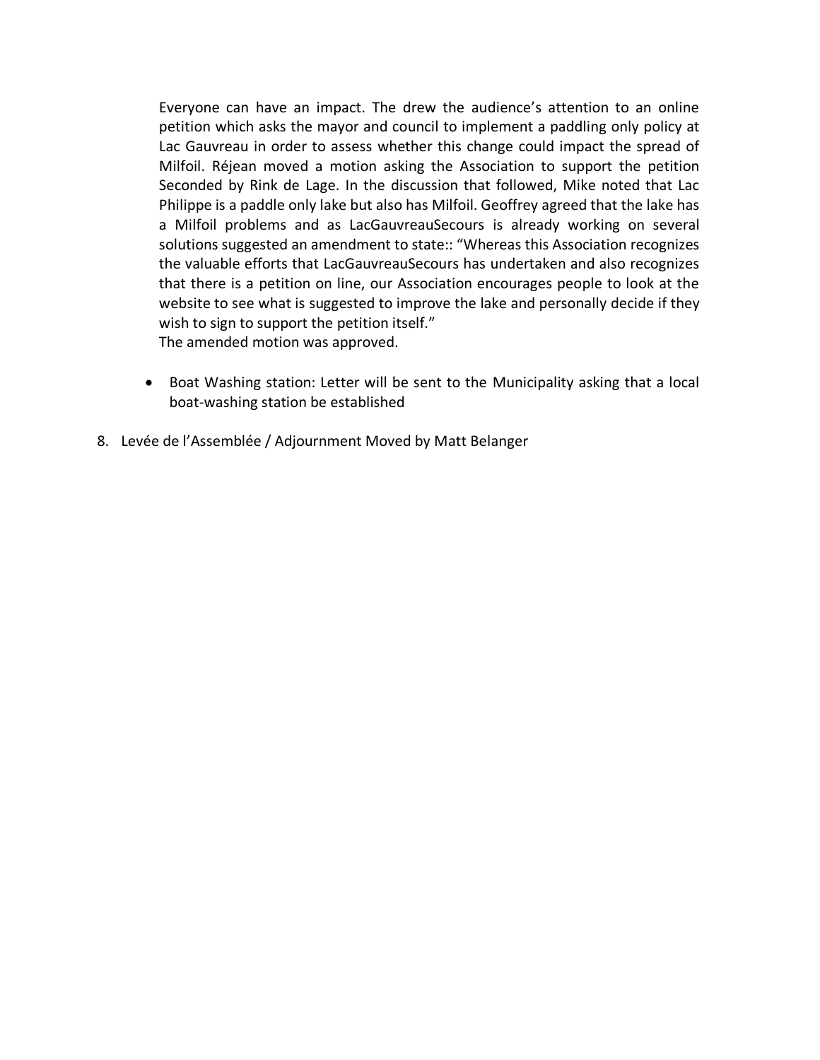Everyone can have an impact. The drew the audience's attention to an online petition which asks the mayor and council to implement a paddling only policy at Lac Gauvreau in order to assess whether this change could impact the spread of Milfoil. Réjean moved a motion asking the Association to support the petition Seconded by Rink de Lage. In the discussion that followed, Mike noted that Lac Philippe is a paddle only lake but also has Milfoil. Geoffrey agreed that the lake has a Milfoil problems and as LacGauvreauSecours is already working on several solutions suggested an amendment to state:: "Whereas this Association recognizes the valuable efforts that LacGauvreauSecours has undertaken and also recognizes that there is a petition on line, our Association encourages people to look at the website to see what is suggested to improve the lake and personally decide if they wish to sign to support the petition itself."
The amended motion was approved.

- Boat Washing station: Letter will be sent to the Municipality asking that a local boat-washing station be established

8. Levée de l'Assemblée / Adjournment Moved by Matt Belanger